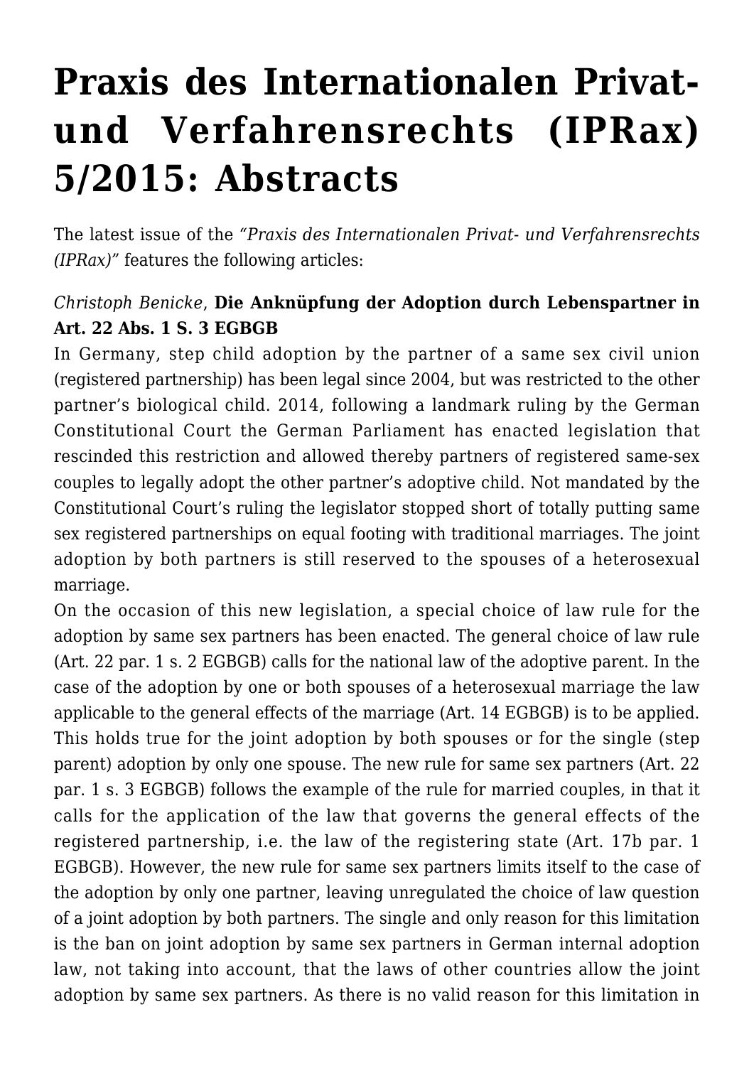# Praxis des Internationalen Privat- und Verfahrensrechts (IPRax) 5/2015: Abstracts

The latest issue of the *"Praxis des Internationalen Privat- und Verfahrensrechts (IPRax)"* features the following articles:

*Christoph Benicke*, **Die Anknüpfung der Adoption durch Lebenspartner in Art. 22 Abs. 1 S. 3 EGBGB**

In Germany, step child adoption by the partner of a same sex civil union (registered partnership) has been legal since 2004, but was restricted to the other partner's biological child. 2014, following a landmark ruling by the German Constitutional Court the German Parliament has enacted legislation that rescinded this restriction and allowed thereby partners of registered same-sex couples to legally adopt the other partner's adoptive child. Not mandated by the Constitutional Court's ruling the legislator stopped short of totally putting same sex registered partnerships on equal footing with traditional marriages. The joint adoption by both partners is still reserved to the spouses of a heterosexual marriage.

On the occasion of this new legislation, a special choice of law rule for the adoption by same sex partners has been enacted. The general choice of law rule (Art. 22 par. 1 s. 2 EGBGB) calls for the national law of the adoptive parent. In the case of the adoption by one or both spouses of a heterosexual marriage the law applicable to the general effects of the marriage (Art. 14 EGBGB) is to be applied. This holds true for the joint adoption by both spouses or for the single (step parent) adoption by only one spouse. The new rule for same sex partners (Art. 22 par. 1 s. 3 EGBGB) follows the example of the rule for married couples, in that it calls for the application of the law that governs the general effects of the registered partnership, i.e. the law of the registering state (Art. 17b par. 1 EGBGB). However, the new rule for same sex partners limits itself to the case of the adoption by only one partner, leaving unregulated the choice of law question of a joint adoption by both partners. The single and only reason for this limitation is the ban on joint adoption by same sex partners in German internal adoption law, not taking into account, that the laws of other countries allow the joint adoption by same sex partners. As there is no valid reason for this limitation in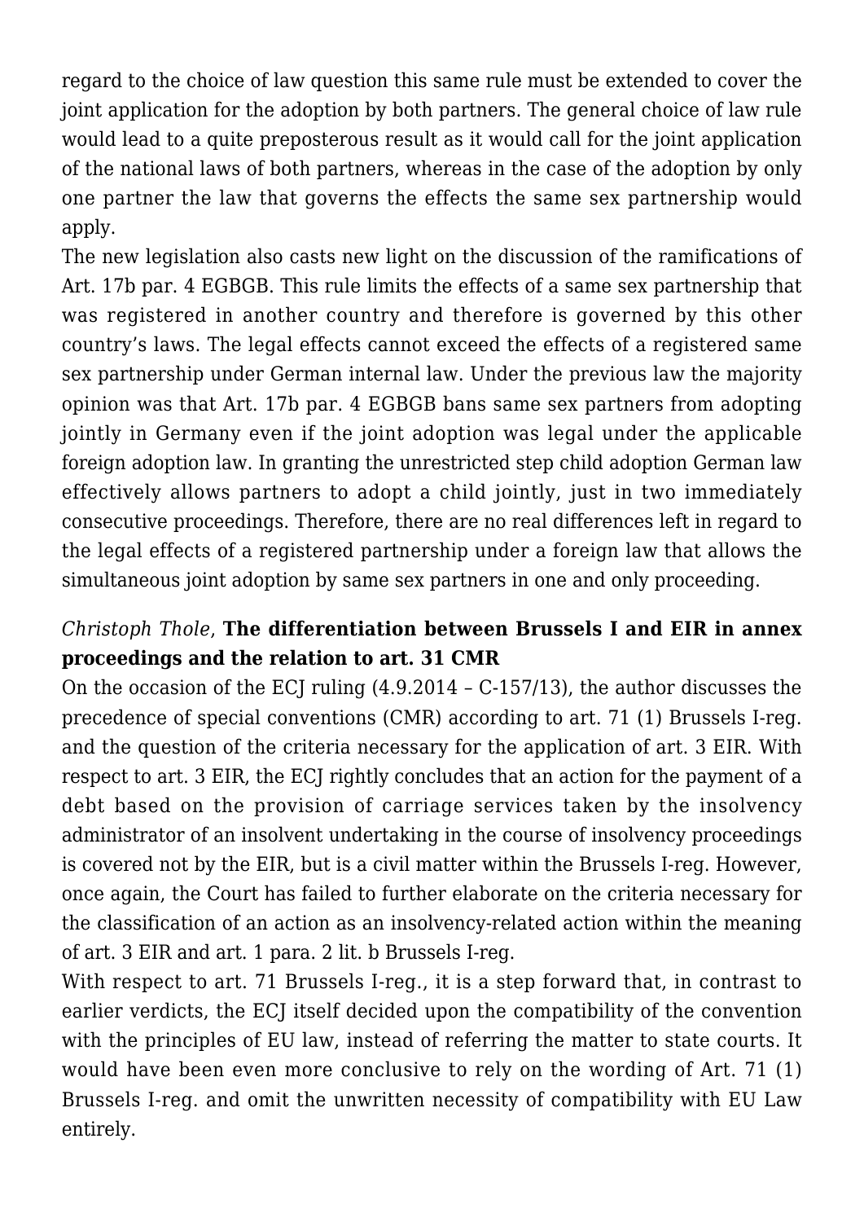regard to the choice of law question this same rule must be extended to cover the joint application for the adoption by both partners. The general choice of law rule would lead to a quite preposterous result as it would call for the joint application of the national laws of both partners, whereas in the case of the adoption by only one partner the law that governs the effects the same sex partnership would apply.

The new legislation also casts new light on the discussion of the ramifications of Art. 17b par. 4 EGBGB. This rule limits the effects of a same sex partnership that was registered in another country and therefore is governed by this other country's laws. The legal effects cannot exceed the effects of a registered same sex partnership under German internal law. Under the previous law the majority opinion was that Art. 17b par. 4 EGBGB bans same sex partners from adopting jointly in Germany even if the joint adoption was legal under the applicable foreign adoption law. In granting the unrestricted step child adoption German law effectively allows partners to adopt a child jointly, just in two immediately consecutive proceedings. Therefore, there are no real differences left in regard to the legal effects of a registered partnership under a foreign law that allows the simultaneous joint adoption by same sex partners in one and only proceeding.

*Christoph Thole*, **The differentiation between Brussels I and EIR in annex proceedings and the relation to art. 31 CMR**

On the occasion of the ECJ ruling (4.9.2014 – C-157/13), the author discusses the precedence of special conventions (CMR) according to art. 71 (1) Brussels I-reg. and the question of the criteria necessary for the application of art. 3 EIR. With respect to art. 3 EIR, the ECJ rightly concludes that an action for the payment of a debt based on the provision of carriage services taken by the insolvency administrator of an insolvent undertaking in the course of insolvency proceedings is covered not by the EIR, but is a civil matter within the Brussels I-reg. However, once again, the Court has failed to further elaborate on the criteria necessary for the classification of an action as an insolvency-related action within the meaning of art. 3 EIR and art. 1 para. 2 lit. b Brussels I-reg.

With respect to art. 71 Brussels I-reg., it is a step forward that, in contrast to earlier verdicts, the ECJ itself decided upon the compatibility of the convention with the principles of EU law, instead of referring the matter to state courts. It would have been even more conclusive to rely on the wording of Art. 71 (1) Brussels I-reg. and omit the unwritten necessity of compatibility with EU Law entirely.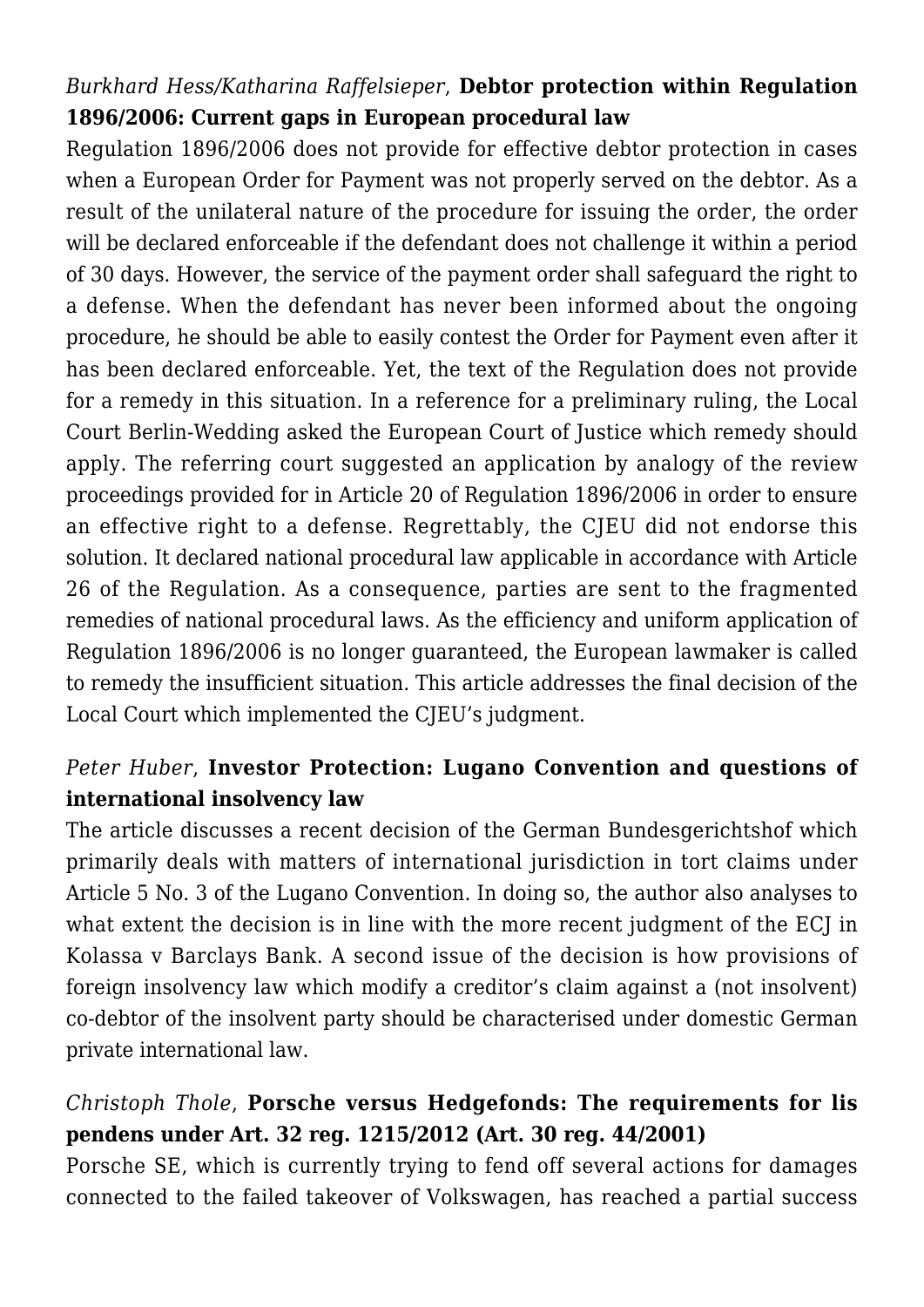*Burkhard Hess/Katharina Raffelsieper*, **Debtor protection within Regulation 1896/2006: Current gaps in European procedural law**

Regulation 1896/2006 does not provide for effective debtor protection in cases when a European Order for Payment was not properly served on the debtor. As a result of the unilateral nature of the procedure for issuing the order, the order will be declared enforceable if the defendant does not challenge it within a period of 30 days. However, the service of the payment order shall safeguard the right to a defense. When the defendant has never been informed about the ongoing procedure, he should be able to easily contest the Order for Payment even after it has been declared enforceable. Yet, the text of the Regulation does not provide for a remedy in this situation. In a reference for a preliminary ruling, the Local Court Berlin-Wedding asked the European Court of Justice which remedy should apply. The referring court suggested an application by analogy of the review proceedings provided for in Article 20 of Regulation 1896/2006 in order to ensure an effective right to a defense. Regrettably, the CJEU did not endorse this solution. It declared national procedural law applicable in accordance with Article 26 of the Regulation. As a consequence, parties are sent to the fragmented remedies of national procedural laws. As the efficiency and uniform application of Regulation 1896/2006 is no longer guaranteed, the European lawmaker is called to remedy the insufficient situation. This article addresses the final decision of the Local Court which implemented the CJEU's judgment.

*Peter Huber*, **Investor Protection: Lugano Convention and questions of international insolvency law**

The article discusses a recent decision of the German Bundesgerichtshof which primarily deals with matters of international jurisdiction in tort claims under Article 5 No. 3 of the Lugano Convention. In doing so, the author also analyses to what extent the decision is in line with the more recent judgment of the ECJ in Kolassa v Barclays Bank. A second issue of the decision is how provisions of foreign insolvency law which modify a creditor's claim against a (not insolvent) co-debtor of the insolvent party should be characterised under domestic German private international law.

*Christoph Thole*, **Porsche versus Hedgefonds: The requirements for lis pendens under Art. 32 reg. 1215/2012 (Art. 30 reg. 44/2001)**

Porsche SE, which is currently trying to fend off several actions for damages connected to the failed takeover of Volkswagen, has reached a partial success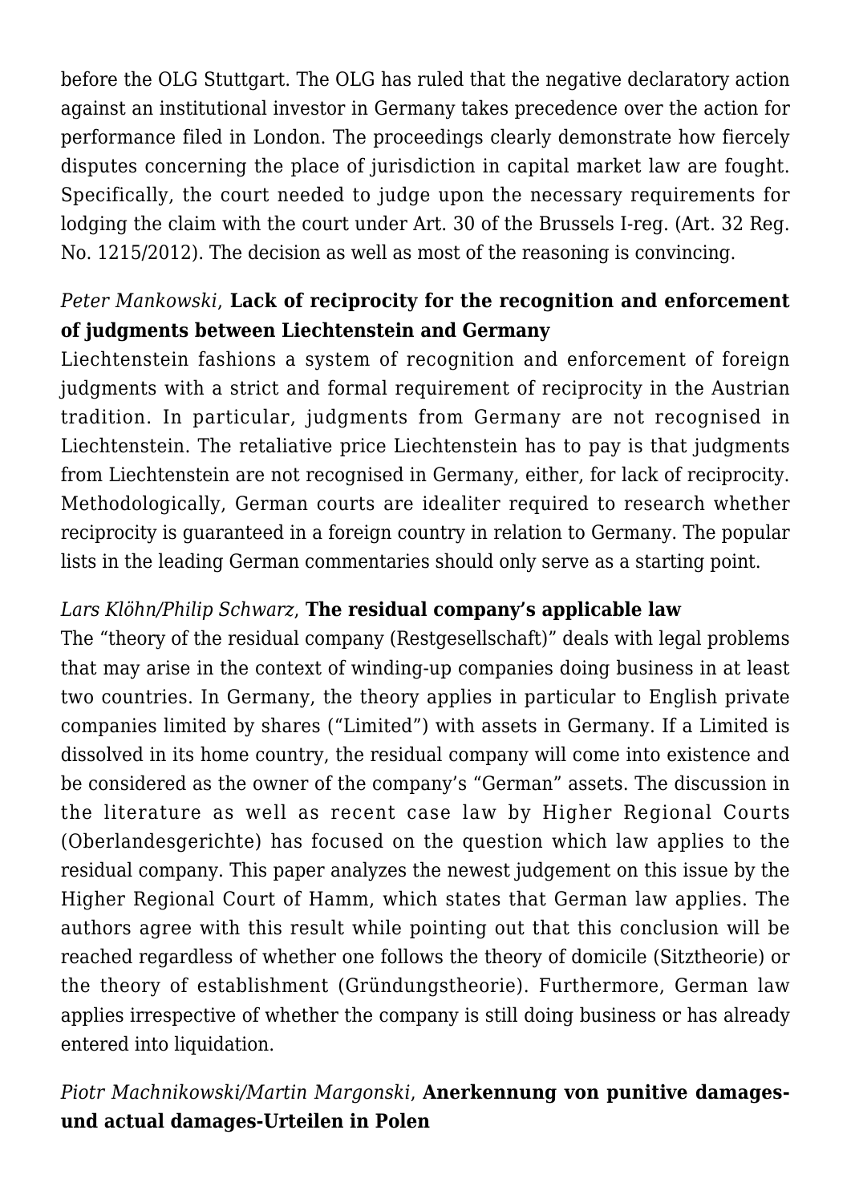before the OLG Stuttgart. The OLG has ruled that the negative declaratory action against an institutional investor in Germany takes precedence over the action for performance filed in London. The proceedings clearly demonstrate how fiercely disputes concerning the place of jurisdiction in capital market law are fought. Specifically, the court needed to judge upon the necessary requirements for lodging the claim with the court under Art. 30 of the Brussels I-reg. (Art. 32 Reg. No. 1215/2012). The decision as well as most of the reasoning is convincing.

*Peter Mankowski*, **Lack of reciprocity for the recognition and enforcement of judgments between Liechtenstein and Germany**

Liechtenstein fashions a system of recognition and enforcement of foreign judgments with a strict and formal requirement of reciprocity in the Austrian tradition. In particular, judgments from Germany are not recognised in Liechtenstein. The retaliative price Liechtenstein has to pay is that judgments from Liechtenstein are not recognised in Germany, either, for lack of reciprocity. Methodologically, German courts are idealiter required to research whether reciprocity is guaranteed in a foreign country in relation to Germany. The popular lists in the leading German commentaries should only serve as a starting point.

*Lars Klöhn/Philip Schwarz*, **The residual company's applicable law**

The "theory of the residual company (Restgesellschaft)" deals with legal problems that may arise in the context of winding-up companies doing business in at least two countries. In Germany, the theory applies in particular to English private companies limited by shares ("Limited") with assets in Germany. If a Limited is dissolved in its home country, the residual company will come into existence and be considered as the owner of the company's "German" assets. The discussion in the literature as well as recent case law by Higher Regional Courts (Oberlandesgerichte) has focused on the question which law applies to the residual company. This paper analyzes the newest judgement on this issue by the Higher Regional Court of Hamm, which states that German law applies. The authors agree with this result while pointing out that this conclusion will be reached regardless of whether one follows the theory of domicile (Sitztheorie) or the theory of establishment (Gründungstheorie). Furthermore, German law applies irrespective of whether the company is still doing business or has already entered into liquidation.

*Piotr Machnikowski/Martin Margonski*, **Anerkennung von punitive damages- und actual damages-Urteilen in Polen**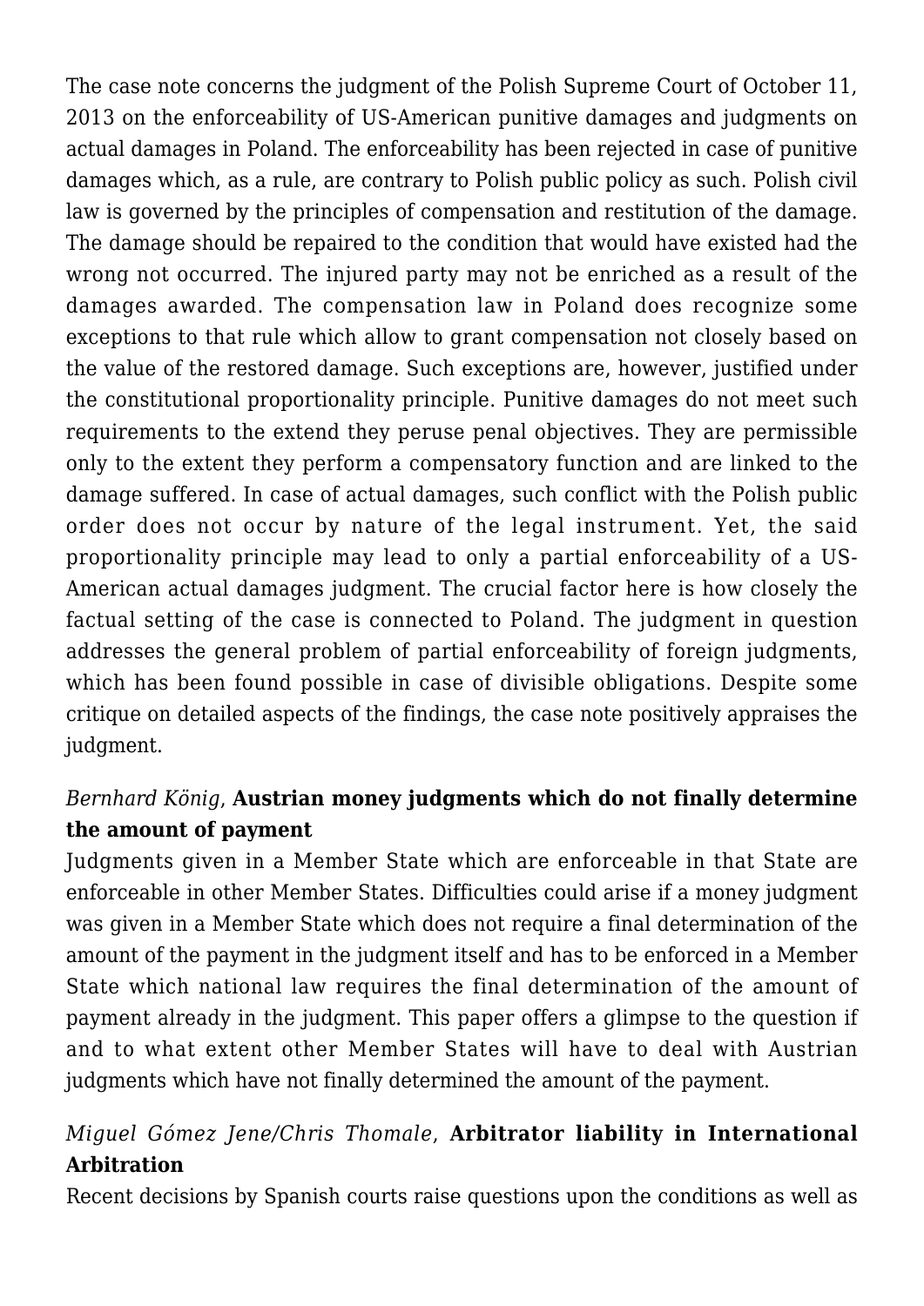The case note concerns the judgment of the Polish Supreme Court of October 11, 2013 on the enforceability of US-American punitive damages and judgments on actual damages in Poland. The enforceability has been rejected in case of punitive damages which, as a rule, are contrary to Polish public policy as such. Polish civil law is governed by the principles of compensation and restitution of the damage. The damage should be repaired to the condition that would have existed had the wrong not occurred. The injured party may not be enriched as a result of the damages awarded. The compensation law in Poland does recognize some exceptions to that rule which allow to grant compensation not closely based on the value of the restored damage. Such exceptions are, however, justified under the constitutional proportionality principle. Punitive damages do not meet such requirements to the extend they peruse penal objectives. They are permissible only to the extent they perform a compensatory function and are linked to the damage suffered. In case of actual damages, such conflict with the Polish public order does not occur by nature of the legal instrument. Yet, the said proportionality principle may lead to only a partial enforceability of a US-American actual damages judgment. The crucial factor here is how closely the factual setting of the case is connected to Poland. The judgment in question addresses the general problem of partial enforceability of foreign judgments, which has been found possible in case of divisible obligations. Despite some critique on detailed aspects of the findings, the case note positively appraises the judgment.

*Bernhard König*, **Austrian money judgments which do not finally determine the amount of payment**

Judgments given in a Member State which are enforceable in that State are enforceable in other Member States. Difficulties could arise if a money judgment was given in a Member State which does not require a final determination of the amount of the payment in the judgment itself and has to be enforced in a Member State which national law requires the final determination of the amount of payment already in the judgment. This paper offers a glimpse to the question if and to what extent other Member States will have to deal with Austrian judgments which have not finally determined the amount of the payment.

*Miguel Gómez Jene/Chris Thomale*, **Arbitrator liability in International Arbitration**

Recent decisions by Spanish courts raise questions upon the conditions as well as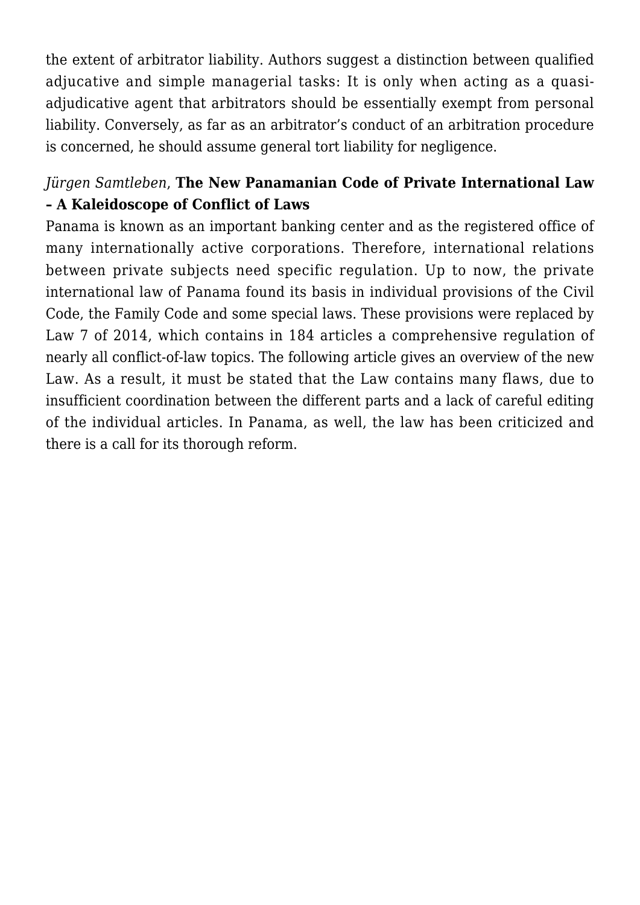the extent of arbitrator liability. Authors suggest a distinction between qualified adjucative and simple managerial tasks: It is only when acting as a quasi-adjudicative agent that arbitrators should be essentially exempt from personal liability. Conversely, as far as an arbitrator's conduct of an arbitration procedure is concerned, he should assume general tort liability for negligence.

*Jürgen Samtleben*, **The New Panamanian Code of Private International Law – A Kaleidoscope of Conflict of Laws**

Panama is known as an important banking center and as the registered office of many internationally active corporations. Therefore, international relations between private subjects need specific regulation. Up to now, the private international law of Panama found its basis in individual provisions of the Civil Code, the Family Code and some special laws. These provisions were replaced by Law 7 of 2014, which contains in 184 articles a comprehensive regulation of nearly all conflict-of-law topics. The following article gives an overview of the new Law. As a result, it must be stated that the Law contains many flaws, due to insufficient coordination between the different parts and a lack of careful editing of the individual articles. In Panama, as well, the law has been criticized and there is a call for its thorough reform.